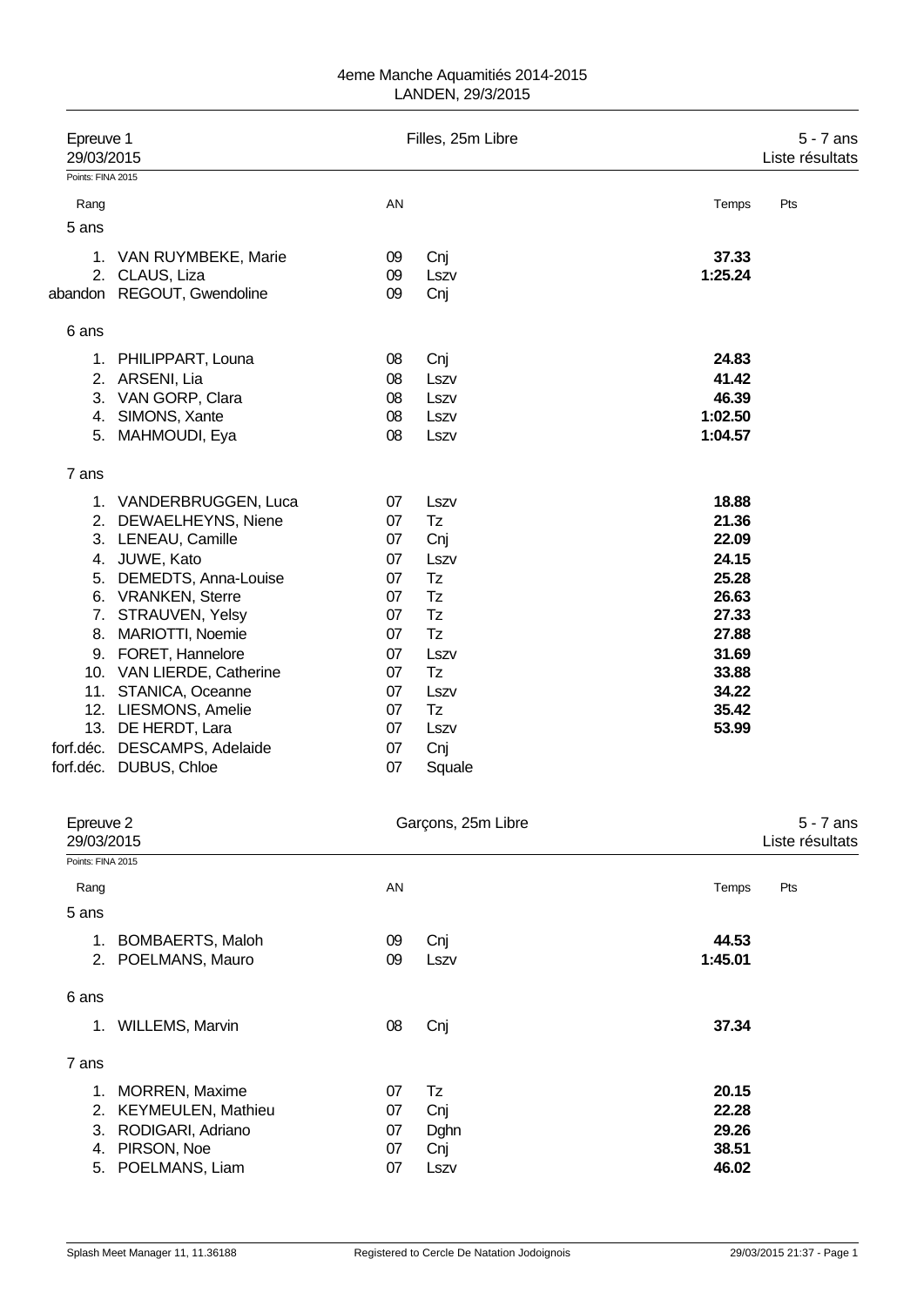4eme Manche Aquamitiés 2014-2015
LANDEN, 29/3/2015

## Epreuve 1 — Filles, 25m Libre — 5 - 7 ans

29/03/2015 — Liste résultats

Points: FINA 2015

| Rang | | AN | | Temps | Pts |
|---|---|---|---|---|---|
| **5 ans** | | | | | |
| 1. | VAN RUYMBEKE, Marie | 09 | Cnj | **37.33** | |
| 2. | CLAUS, Liza | 09 | Lszv | **1:25.24** | |
| abandon | REGOUT, Gwendoline | 09 | Cnj | | |
| **6 ans** | | | | | |
| 1. | PHILIPPART, Louna | 08 | Cnj | **24.83** | |
| 2. | ARSENI, Lia | 08 | Lszv | **41.42** | |
| 3. | VAN GORP, Clara | 08 | Lszv | **46.39** | |
| 4. | SIMONS, Xante | 08 | Lszv | **1:02.50** | |
| 5. | MAHMOUDI, Eya | 08 | Lszv | **1:04.57** | |
| **7 ans** | | | | | |
| 1. | VANDERBRUGGEN, Luca | 07 | Lszv | **18.88** | |
| 2. | DEWAELHEYNS, Niene | 07 | Tz | **21.36** | |
| 3. | LENEAU, Camille | 07 | Cnj | **22.09** | |
| 4. | JUWE, Kato | 07 | Lszv | **24.15** | |
| 5. | DEMEDTS, Anna-Louise | 07 | Tz | **25.28** | |
| 6. | VRANKEN, Sterre | 07 | Tz | **26.63** | |
| 7. | STRAUVEN, Yelsy | 07 | Tz | **27.33** | |
| 8. | MARIOTTI, Noemie | 07 | Tz | **27.88** | |
| 9. | FORET, Hannelore | 07 | Lszv | **31.69** | |
| 10. | VAN LIERDE, Catherine | 07 | Tz | **33.88** | |
| 11. | STANICA, Oceanne | 07 | Lszv | **34.22** | |
| 12. | LIESMONS, Amelie | 07 | Tz | **35.42** | |
| 13. | DE HERDT, Lara | 07 | Lszv | **53.99** | |
| forf.déc. | DESCAMPS, Adelaide | 07 | Cnj | | |
| forf.déc. | DUBUS, Chloe | 07 | Squale | | |

## Epreuve 2 — Garçons, 25m Libre — 5 - 7 ans

29/03/2015 — Liste résultats

Points: FINA 2015

| Rang | | AN | | Temps | Pts |
|---|---|---|---|---|---|
| **5 ans** | | | | | |
| 1. | BOMBAERTS, Maloh | 09 | Cnj | **44.53** | |
| 2. | POELMANS, Mauro | 09 | Lszv | **1:45.01** | |
| **6 ans** | | | | | |
| 1. | WILLEMS, Marvin | 08 | Cnj | **37.34** | |
| **7 ans** | | | | | |
| 1. | MORREN, Maxime | 07 | Tz | **20.15** | |
| 2. | KEYMEULEN, Mathieu | 07 | Cnj | **22.28** | |
| 3. | RODIGARI, Adriano | 07 | Dghn | **29.26** | |
| 4. | PIRSON, Noe | 07 | Cnj | **38.51** | |
| 5. | POELMANS, Liam | 07 | Lszv | **46.02** | |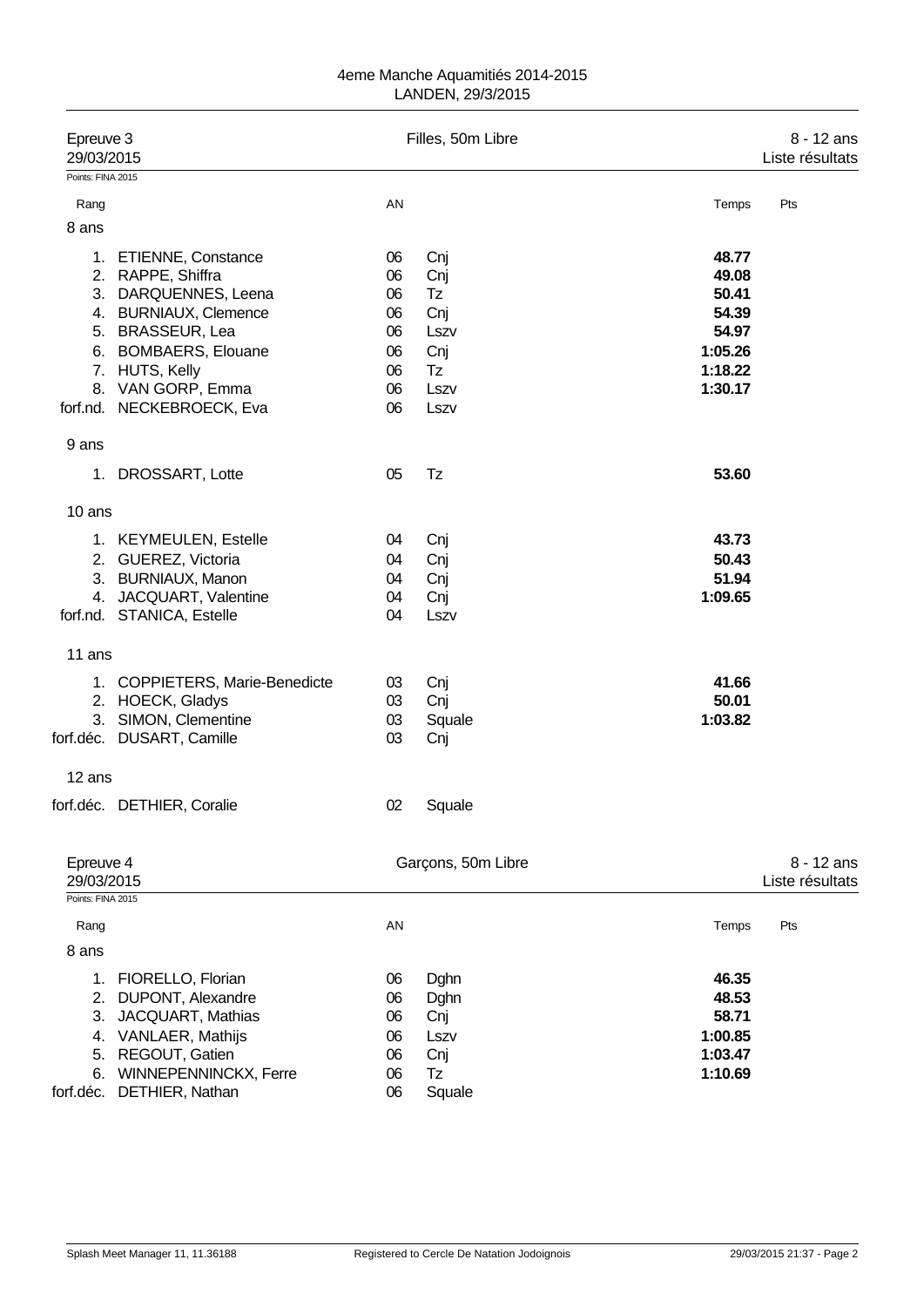4eme Manche Aquamitiés 2014-2015
LANDEN, 29/3/2015

## Epreuve 3 — Filles, 50m Libre — 8 - 12 ans

29/03/2015 — Liste résultats

Points: FINA 2015

| Rang | | AN | | Temps | Pts |
|---|---|---|---|---|---|
| **8 ans** | | | | | |
| 1. | ETIENNE, Constance | 06 | Cnj | **48.77** | |
| 2. | RAPPE, Shiffra | 06 | Cnj | **49.08** | |
| 3. | DARQUENNES, Leena | 06 | Tz | **50.41** | |
| 4. | BURNIAUX, Clemence | 06 | Cnj | **54.39** | |
| 5. | BRASSEUR, Lea | 06 | Lszv | **54.97** | |
| 6. | BOMBAERS, Elouane | 06 | Cnj | **1:05.26** | |
| 7. | HUTS, Kelly | 06 | Tz | **1:18.22** | |
| 8. | VAN GORP, Emma | 06 | Lszv | **1:30.17** | |
| forf.nd. | NECKEBROECK, Eva | 06 | Lszv | | |
| **9 ans** | | | | | |
| 1. | DROSSART, Lotte | 05 | Tz | **53.60** | |
| **10 ans** | | | | | |
| 1. | KEYMEULEN, Estelle | 04 | Cnj | **43.73** | |
| 2. | GUEREZ, Victoria | 04 | Cnj | **50.43** | |
| 3. | BURNIAUX, Manon | 04 | Cnj | **51.94** | |
| 4. | JACQUART, Valentine | 04 | Cnj | **1:09.65** | |
| forf.nd. | STANICA, Estelle | 04 | Lszv | | |
| **11 ans** | | | | | |
| 1. | COPPIETERS, Marie-Benedicte | 03 | Cnj | **41.66** | |
| 2. | HOECK, Gladys | 03 | Cnj | **50.01** | |
| 3. | SIMON, Clementine | 03 | Squale | **1:03.82** | |
| forf.déc. | DUSART, Camille | 03 | Cnj | | |
| **12 ans** | | | | | |
| forf.déc. | DETHIER, Coralie | 02 | Squale | | |

## Epreuve 4 — Garçons, 50m Libre — 8 - 12 ans

29/03/2015 — Liste résultats

Points: FINA 2015

| Rang | | AN | | Temps | Pts |
|---|---|---|---|---|---|
| **8 ans** | | | | | |
| 1. | FIORELLO, Florian | 06 | Dghn | **46.35** | |
| 2. | DUPONT, Alexandre | 06 | Dghn | **48.53** | |
| 3. | JACQUART, Mathias | 06 | Cnj | **58.71** | |
| 4. | VANLAER, Mathijs | 06 | Lszv | **1:00.85** | |
| 5. | REGOUT, Gatien | 06 | Cnj | **1:03.47** | |
| 6. | WINNEPENNINCKX, Ferre | 06 | Tz | **1:10.69** | |
| forf.déc. | DETHIER, Nathan | 06 | Squale | | |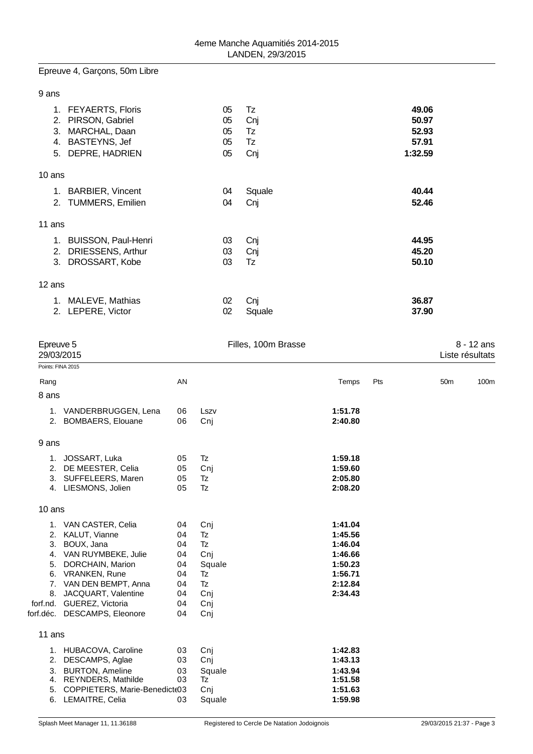4eme Manche Aquamitiés 2014-2015
LANDEN, 29/3/2015

## Epreuve 4, Garçons, 50m Libre

### 9 ans

| Rang | Nom | AN | Club | Temps |
|---|---|---|---|---|
| 1. | FEYAERTS, Floris | 05 | Tz | **49.06** |
| 2. | PIRSON, Gabriel | 05 | Cnj | **50.97** |
| 3. | MARCHAL, Daan | 05 | Tz | **52.93** |
| 4. | BASTEYNS, Jef | 05 | Tz | **57.91** |
| 5. | DEPRE, HADRIEN | 05 | Cnj | **1:32.59** |

### 10 ans

| Rang | Nom | AN | Club | Temps |
|---|---|---|---|---|
| 1. | BARBIER, Vincent | 04 | Squale | **40.44** |
| 2. | TUMMERS, Emilien | 04 | Cnj | **52.46** |

### 11 ans

| Rang | Nom | AN | Club | Temps |
|---|---|---|---|---|
| 1. | BUISSON, Paul-Henri | 03 | Cnj | **44.95** |
| 2. | DRIESSENS, Arthur | 03 | Cnj | **45.20** |
| 3. | DROSSART, Kobe | 03 | Tz | **50.10** |

### 12 ans

| Rang | Nom | AN | Club | Temps |
|---|---|---|---|---|
| 1. | MALEVE, Mathias | 02 | Cnj | **36.87** |
| 2. | LEPERE, Victor | 02 | Squale | **37.90** |

## Epreuve 5 — Filles, 100m Brasse — 8 - 12 ans

29/03/2015 — Liste résultats

Points: FINA 2015

### 8 ans

| Rang | Nom | AN | Club | Temps | Pts | 50m | 100m |
|---|---|---|---|---|---|---|---|
| 1. | VANDERBRUGGEN, Lena | 06 | Lszv | **1:51.78** | | | |
| 2. | BOMBAERS, Elouane | 06 | Cnj | **2:40.80** | | | |

### 9 ans

| Rang | Nom | AN | Club | Temps | Pts | 50m | 100m |
|---|---|---|---|---|---|---|---|
| 1. | JOSSART, Luka | 05 | Tz | **1:59.18** | | | |
| 2. | DE MEESTER, Celia | 05 | Cnj | **1:59.60** | | | |
| 3. | SUFFELEERS, Maren | 05 | Tz | **2:05.80** | | | |
| 4. | LIESMONS, Jolien | 05 | Tz | **2:08.20** | | | |

### 10 ans

| Rang | Nom | AN | Club | Temps | Pts | 50m | 100m |
|---|---|---|---|---|---|---|---|
| 1. | VAN CASTER, Celia | 04 | Cnj | **1:41.04** | | | |
| 2. | KALUT, Vianne | 04 | Tz | **1:45.56** | | | |
| 3. | BOUX, Jana | 04 | Tz | **1:46.04** | | | |
| 4. | VAN RUYMBEKE, Julie | 04 | Cnj | **1:46.66** | | | |
| 5. | DORCHAIN, Marion | 04 | Squale | **1:50.23** | | | |
| 6. | VRANKEN, Rune | 04 | Tz | **1:56.71** | | | |
| 7. | VAN DEN BEMPT, Anna | 04 | Tz | **2:12.84** | | | |
| 8. | JACQUART, Valentine | 04 | Cnj | **2:34.43** | | | |
| forf.nd. | GUEREZ, Victoria | 04 | Cnj | | | | |
| forf.déc. | DESCAMPS, Eleonore | 04 | Cnj | | | | |

### 11 ans

| Rang | Nom | AN | Club | Temps | Pts | 50m | 100m |
|---|---|---|---|---|---|---|---|
| 1. | HUBACOVA, Caroline | 03 | Cnj | **1:42.83** | | | |
| 2. | DESCAMPS, Aglae | 03 | Cnj | **1:43.13** | | | |
| 3. | BURTON, Ameline | 03 | Squale | **1:43.94** | | | |
| 4. | REYNDERS, Mathilde | 03 | Tz | **1:51.58** | | | |
| 5. | COPPIETERS, Marie-Benedicte | 03 | Cnj | **1:51.63** | | | |
| 6. | LEMAITRE, Celia | 03 | Squale | **1:59.98** | | | |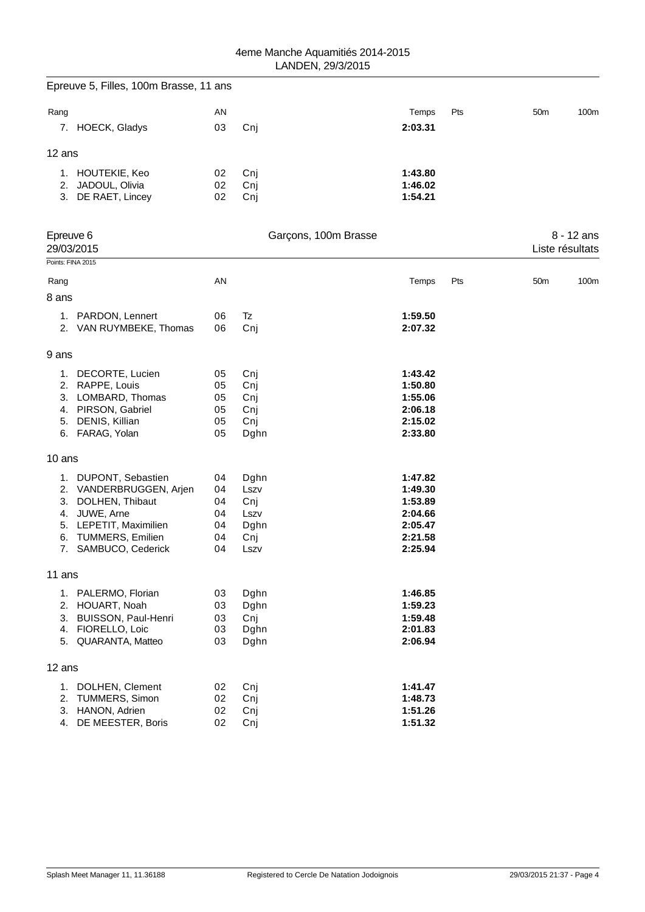Epreuve 5, Filles, 100m Brasse, 11 ans

| Rang | | AN | | Temps | Pts | 50m | 100m |
|---|---|---|---|---|---|---|---|
| 7. | HOECK, Gladys | 03 | Cnj | **2:03.31** | | | |

12 ans

| Rang | | AN | | Temps | Pts | 50m | 100m |
|---|---|---|---|---|---|---|---|
| 1. | HOUTEKIE, Keo | 02 | Cnj | **1:43.80** | | | |
| 2. | JADOUL, Olivia | 02 | Cnj | **1:46.02** | | | |
| 3. | DE RAET, Lincey | 02 | Cnj | **1:54.21** | | | |

## Epreuve 6 — Garçons, 100m Brasse — 8 - 12 ans

29/03/2015 — Liste résultats

Points: FINA 2015

8 ans

| Rang | | AN | | Temps | Pts | 50m | 100m |
|---|---|---|---|---|---|---|---|
| 1. | PARDON, Lennert | 06 | Tz | **1:59.50** | | | |
| 2. | VAN RUYMBEKE, Thomas | 06 | Cnj | **2:07.32** | | | |

9 ans

| Rang | | AN | | Temps | Pts | 50m | 100m |
|---|---|---|---|---|---|---|---|
| 1. | DECORTE, Lucien | 05 | Cnj | **1:43.42** | | | |
| 2. | RAPPE, Louis | 05 | Cnj | **1:50.80** | | | |
| 3. | LOMBARD, Thomas | 05 | Cnj | **1:55.06** | | | |
| 4. | PIRSON, Gabriel | 05 | Cnj | **2:06.18** | | | |
| 5. | DENIS, Killian | 05 | Cnj | **2:15.02** | | | |
| 6. | FARAG, Yolan | 05 | Dghn | **2:33.80** | | | |

10 ans

| Rang | | AN | | Temps | Pts | 50m | 100m |
|---|---|---|---|---|---|---|---|
| 1. | DUPONT, Sebastien | 04 | Dghn | **1:47.82** | | | |
| 2. | VANDERBRUGGEN, Arjen | 04 | Lszv | **1:49.30** | | | |
| 3. | DOLHEN, Thibaut | 04 | Cnj | **1:53.89** | | | |
| 4. | JUWE, Arne | 04 | Lszv | **2:04.66** | | | |
| 5. | LEPETIT, Maximilien | 04 | Dghn | **2:05.47** | | | |
| 6. | TUMMERS, Emilien | 04 | Cnj | **2:21.58** | | | |
| 7. | SAMBUCO, Cederick | 04 | Lszv | **2:25.94** | | | |

11 ans

| Rang | | AN | | Temps | Pts | 50m | 100m |
|---|---|---|---|---|---|---|---|
| 1. | PALERMO, Florian | 03 | Dghn | **1:46.85** | | | |
| 2. | HOUART, Noah | 03 | Dghn | **1:59.23** | | | |
| 3. | BUISSON, Paul-Henri | 03 | Cnj | **1:59.48** | | | |
| 4. | FIORELLO, Loic | 03 | Dghn | **2:01.83** | | | |
| 5. | QUARANTA, Matteo | 03 | Dghn | **2:06.94** | | | |

12 ans

| Rang | | AN | | Temps | Pts | 50m | 100m |
|---|---|---|---|---|---|---|---|
| 1. | DOLHEN, Clement | 02 | Cnj | **1:41.47** | | | |
| 2. | TUMMERS, Simon | 02 | Cnj | **1:48.73** | | | |
| 3. | HANON, Adrien | 02 | Cnj | **1:51.26** | | | |
| 4. | DE MEESTER, Boris | 02 | Cnj | **1:51.32** | | | |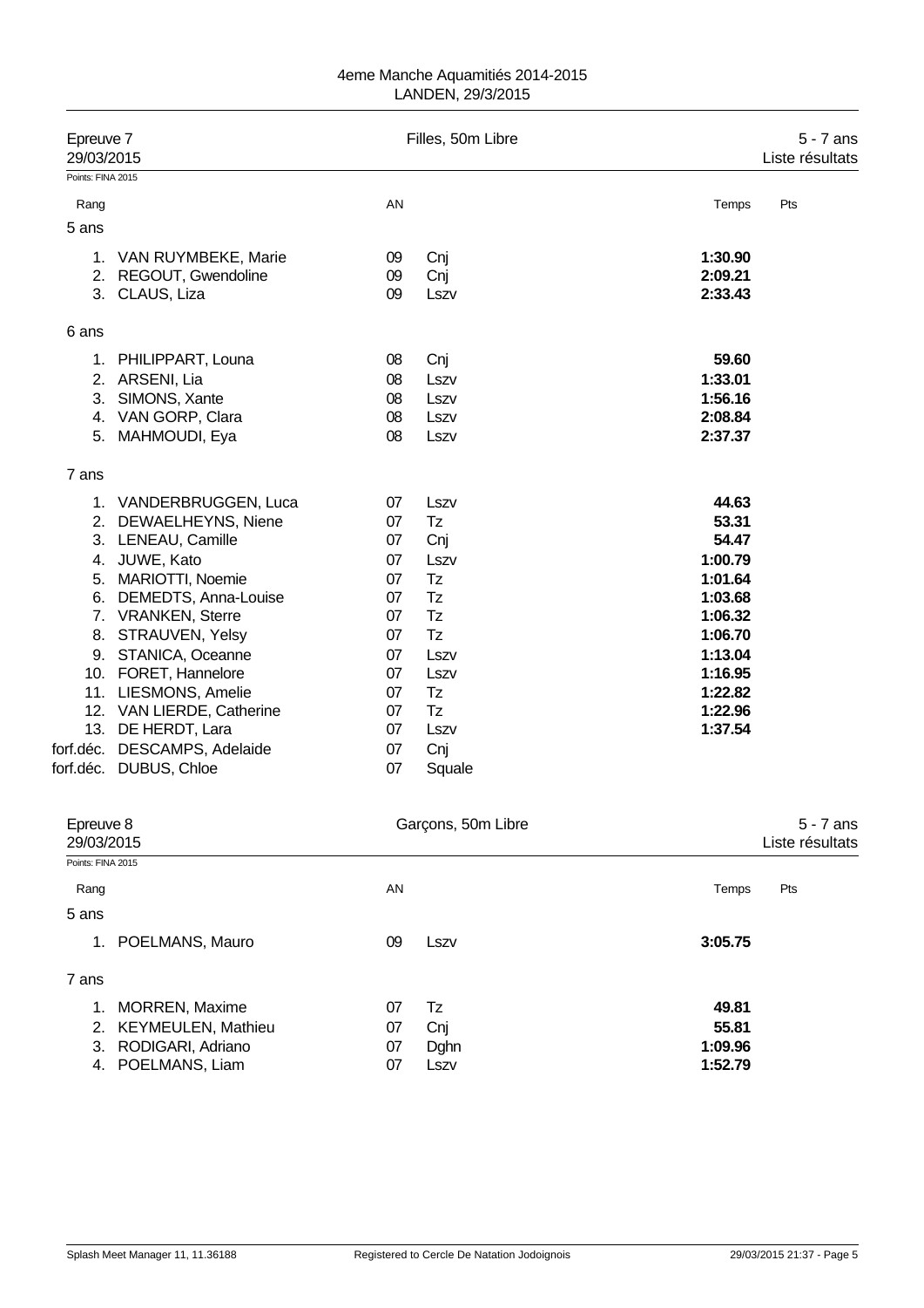4eme Manche Aquamitiés 2014-2015
LANDEN, 29/3/2015

## Epreuve 7 — Filles, 50m Libre — 5 - 7 ans

29/03/2015 — Liste résultats

Points: FINA 2015

| Rang | | AN | | Temps | Pts |
|---|---|---|---|---|---|
| **5 ans** | | | | | |
| 1. | VAN RUYMBEKE, Marie | 09 | Cnj | **1:30.90** | |
| 2. | REGOUT, Gwendoline | 09 | Cnj | **2:09.21** | |
| 3. | CLAUS, Liza | 09 | Lszv | **2:33.43** | |
| **6 ans** | | | | | |
| 1. | PHILIPPART, Louna | 08 | Cnj | **59.60** | |
| 2. | ARSENI, Lia | 08 | Lszv | **1:33.01** | |
| 3. | SIMONS, Xante | 08 | Lszv | **1:56.16** | |
| 4. | VAN GORP, Clara | 08 | Lszv | **2:08.84** | |
| 5. | MAHMOUDI, Eya | 08 | Lszv | **2:37.37** | |
| **7 ans** | | | | | |
| 1. | VANDERBRUGGEN, Luca | 07 | Lszv | **44.63** | |
| 2. | DEWAELHEYNS, Niene | 07 | Tz | **53.31** | |
| 3. | LENEAU, Camille | 07 | Cnj | **54.47** | |
| 4. | JUWE, Kato | 07 | Lszv | **1:00.79** | |
| 5. | MARIOTTI, Noemie | 07 | Tz | **1:01.64** | |
| 6. | DEMEDTS, Anna-Louise | 07 | Tz | **1:03.68** | |
| 7. | VRANKEN, Sterre | 07 | Tz | **1:06.32** | |
| 8. | STRAUVEN, Yelsy | 07 | Tz | **1:06.70** | |
| 9. | STANICA, Oceanne | 07 | Lszv | **1:13.04** | |
| 10. | FORET, Hannelore | 07 | Lszv | **1:16.95** | |
| 11. | LIESMONS, Amelie | 07 | Tz | **1:22.82** | |
| 12. | VAN LIERDE, Catherine | 07 | Tz | **1:22.96** | |
| 13. | DE HERDT, Lara | 07 | Lszv | **1:37.54** | |
| forf.déc. | DESCAMPS, Adelaide | 07 | Cnj | | |
| forf.déc. | DUBUS, Chloe | 07 | Squale | | |

## Epreuve 8 — Garçons, 50m Libre — 5 - 7 ans

29/03/2015 — Liste résultats

Points: FINA 2015

| Rang | | AN | | Temps | Pts |
|---|---|---|---|---|---|
| **5 ans** | | | | | |
| 1. | POELMANS, Mauro | 09 | Lszv | **3:05.75** | |
| **7 ans** | | | | | |
| 1. | MORREN, Maxime | 07 | Tz | **49.81** | |
| 2. | KEYMEULEN, Mathieu | 07 | Cnj | **55.81** | |
| 3. | RODIGARI, Adriano | 07 | Dghn | **1:09.96** | |
| 4. | POELMANS, Liam | 07 | Lszv | **1:52.79** | |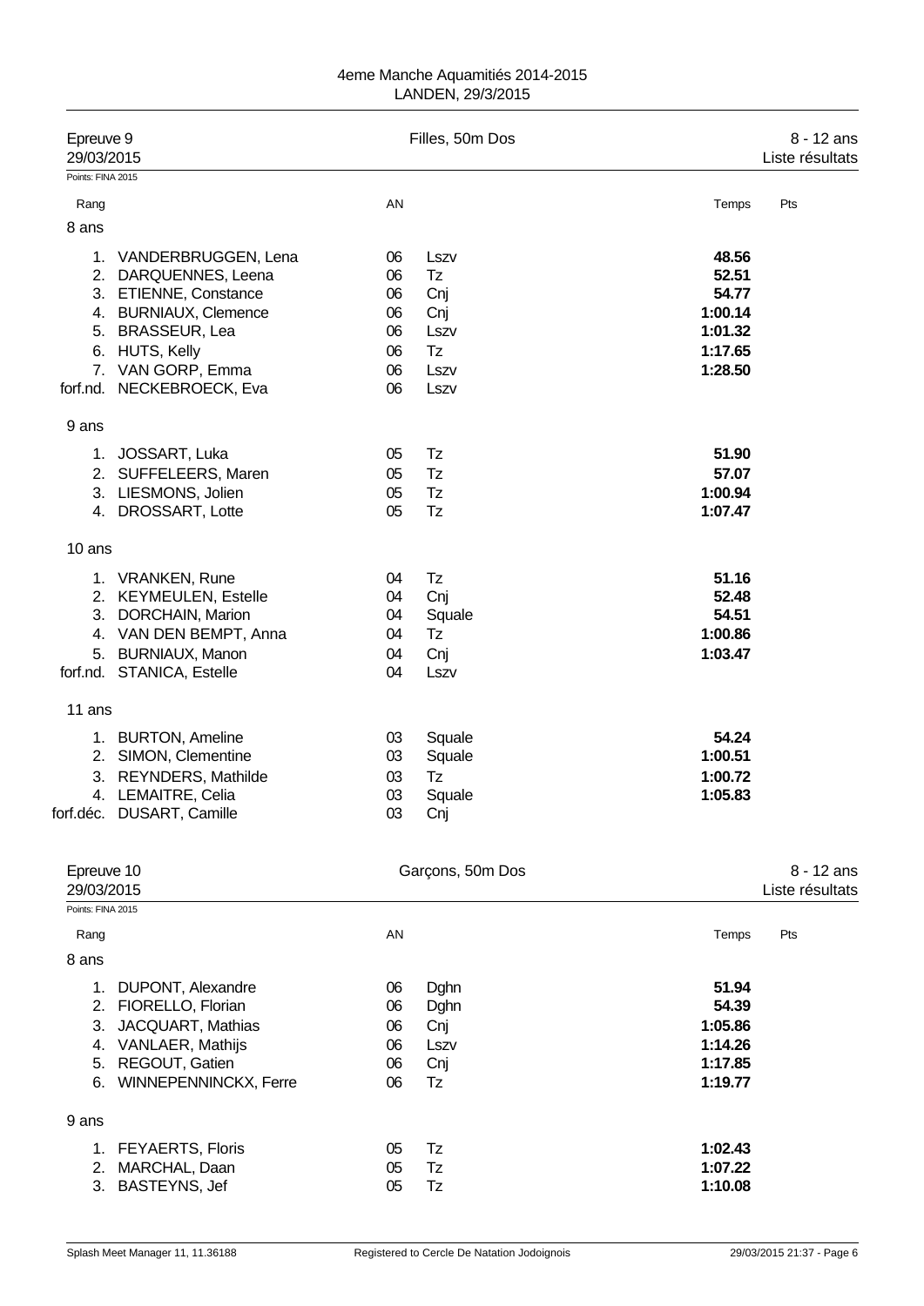4eme Manche Aquamitiés 2014-2015
LANDEN, 29/3/2015

## Epreuve 9 — Filles, 50m Dos — 8 - 12 ans

29/03/2015 — Liste résultats

Points: FINA 2015

| Rang | | AN | | Temps | Pts |
|---|---|---|---|---|---|
| **8 ans** | | | | | |
| 1. | VANDERBRUGGEN, Lena | 06 | Lszv | **48.56** | |
| 2. | DARQUENNES, Leena | 06 | Tz | **52.51** | |
| 3. | ETIENNE, Constance | 06 | Cnj | **54.77** | |
| 4. | BURNIAUX, Clemence | 06 | Cnj | **1:00.14** | |
| 5. | BRASSEUR, Lea | 06 | Lszv | **1:01.32** | |
| 6. | HUTS, Kelly | 06 | Tz | **1:17.65** | |
| 7. | VAN GORP, Emma | 06 | Lszv | **1:28.50** | |
| forf.nd. | NECKEBROECK, Eva | 06 | Lszv | | |
| **9 ans** | | | | | |
| 1. | JOSSART, Luka | 05 | Tz | **51.90** | |
| 2. | SUFFELEERS, Maren | 05 | Tz | **57.07** | |
| 3. | LIESMONS, Jolien | 05 | Tz | **1:00.94** | |
| 4. | DROSSART, Lotte | 05 | Tz | **1:07.47** | |
| **10 ans** | | | | | |
| 1. | VRANKEN, Rune | 04 | Tz | **51.16** | |
| 2. | KEYMEULEN, Estelle | 04 | Cnj | **52.48** | |
| 3. | DORCHAIN, Marion | 04 | Squale | **54.51** | |
| 4. | VAN DEN BEMPT, Anna | 04 | Tz | **1:00.86** | |
| 5. | BURNIAUX, Manon | 04 | Cnj | **1:03.47** | |
| forf.nd. | STANICA, Estelle | 04 | Lszv | | |
| **11 ans** | | | | | |
| 1. | BURTON, Ameline | 03 | Squale | **54.24** | |
| 2. | SIMON, Clementine | 03 | Squale | **1:00.51** | |
| 3. | REYNDERS, Mathilde | 03 | Tz | **1:00.72** | |
| 4. | LEMAITRE, Celia | 03 | Squale | **1:05.83** | |
| forf.déc. | DUSART, Camille | 03 | Cnj | | |

## Epreuve 10 — Garçons, 50m Dos — 8 - 12 ans

29/03/2015 — Liste résultats

Points: FINA 2015

| Rang | | AN | | Temps | Pts |
|---|---|---|---|---|---|
| **8 ans** | | | | | |
| 1. | DUPONT, Alexandre | 06 | Dghn | **51.94** | |
| 2. | FIORELLO, Florian | 06 | Dghn | **54.39** | |
| 3. | JACQUART, Mathias | 06 | Cnj | **1:05.86** | |
| 4. | VANLAER, Mathijs | 06 | Lszv | **1:14.26** | |
| 5. | REGOUT, Gatien | 06 | Cnj | **1:17.85** | |
| 6. | WINNEPENNINCKX, Ferre | 06 | Tz | **1:19.77** | |
| **9 ans** | | | | | |
| 1. | FEYAERTS, Floris | 05 | Tz | **1:02.43** | |
| 2. | MARCHAL, Daan | 05 | Tz | **1:07.22** | |
| 3. | BASTEYNS, Jef | 05 | Tz | **1:10.08** | |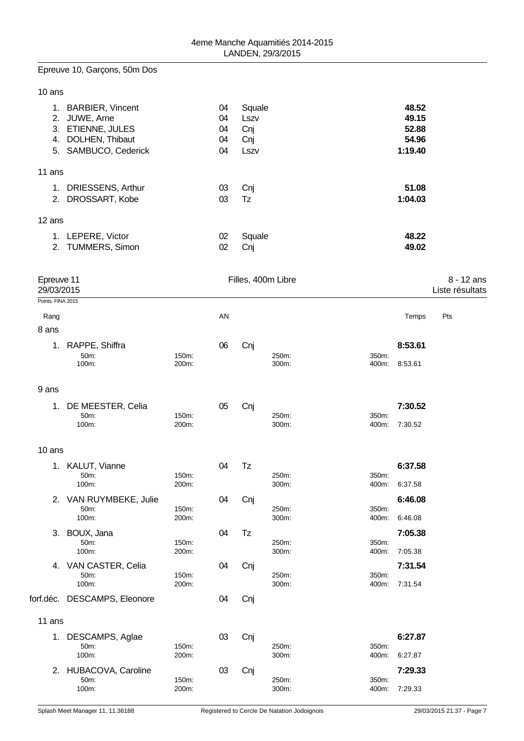Epreuve 10, Garçons, 50m Dos

10 ans

| Rang | Nom | AN | Club | Temps |
|---|---|---|---|---|
| 1. | BARBIER, Vincent | 04 | Squale | **48.52** |
| 2. | JUWE, Arne | 04 | Lszv | **49.15** |
| 3. | ETIENNE, JULES | 04 | Cnj | **52.88** |
| 4. | DOLHEN, Thibaut | 04 | Cnj | **54.96** |
| 5. | SAMBUCO, Cederick | 04 | Lszv | **1:19.40** |

11 ans

| Rang | Nom | AN | Club | Temps |
|---|---|---|---|---|
| 1. | DRIESSENS, Arthur | 03 | Cnj | **51.08** |
| 2. | DROSSART, Kobe | 03 | Tz | **1:04.03** |

12 ans

| Rang | Nom | AN | Club | Temps |
|---|---|---|---|---|
| 1. | LEPERE, Victor | 02 | Squale | **48.22** |
| 2. | TUMMERS, Simon | 02 | Cnj | **49.02** |

## Epreuve 11 — Filles, 400m Libre — 8 - 12 ans

29/03/2015 — Liste résultats

Points: FINA 2015

| Rang | Nom | AN | Club | Temps | Pts |
|---|---|---|---|---|---|

8 ans

| Rang | Nom | AN | Club | Temps | Pts |
|---|---|---|---|---|---|
| 1. | RAPPE, Shiffra | 06 | Cnj | **8:53.61** | |
| | 50m: / 100m: / 150m: / 200m: / 250m: / 300m: / 350m: / 400m: 8:53.61 | | | | |

9 ans

| Rang | Nom | AN | Club | Temps | Pts |
|---|---|---|---|---|---|
| 1. | DE MEESTER, Celia | 05 | Cnj | **7:30.52** | |
| | 50m: / 100m: / 150m: / 200m: / 250m: / 300m: / 350m: / 400m: 7:30.52 | | | | |

10 ans

| Rang | Nom | AN | Club | Temps | Pts |
|---|---|---|---|---|---|
| 1. | KALUT, Vianne | 04 | Tz | **6:37.58** | |
| | 50m: / 100m: / 150m: / 200m: / 250m: / 300m: / 350m: / 400m: 6:37.58 | | | | |
| 2. | VAN RUYMBEKE, Julie | 04 | Cnj | **6:46.08** | |
| | 50m: / 100m: / 150m: / 200m: / 250m: / 300m: / 350m: / 400m: 6:46.08 | | | | |
| 3. | BOUX, Jana | 04 | Tz | **7:05.38** | |
| | 50m: / 100m: / 150m: / 200m: / 250m: / 300m: / 350m: / 400m: 7:05.38 | | | | |
| 4. | VAN CASTER, Celia | 04 | Cnj | **7:31.54** | |
| | 50m: / 100m: / 150m: / 200m: / 250m: / 300m: / 350m: / 400m: 7:31.54 | | | | |
| forf.déc. | DESCAMPS, Eleonore | 04 | Cnj | | |

11 ans

| Rang | Nom | AN | Club | Temps | Pts |
|---|---|---|---|---|---|
| 1. | DESCAMPS, Aglae | 03 | Cnj | **6:27.87** | |
| | 50m: / 100m: / 150m: / 200m: / 250m: / 300m: / 350m: / 400m: 6:27.87 | | | | |
| 2. | HUBACOVA, Caroline | 03 | Cnj | **7:29.33** | |
| | 50m: / 100m: / 150m: / 200m: / 250m: / 300m: / 350m: / 400m: 7:29.33 | | | | |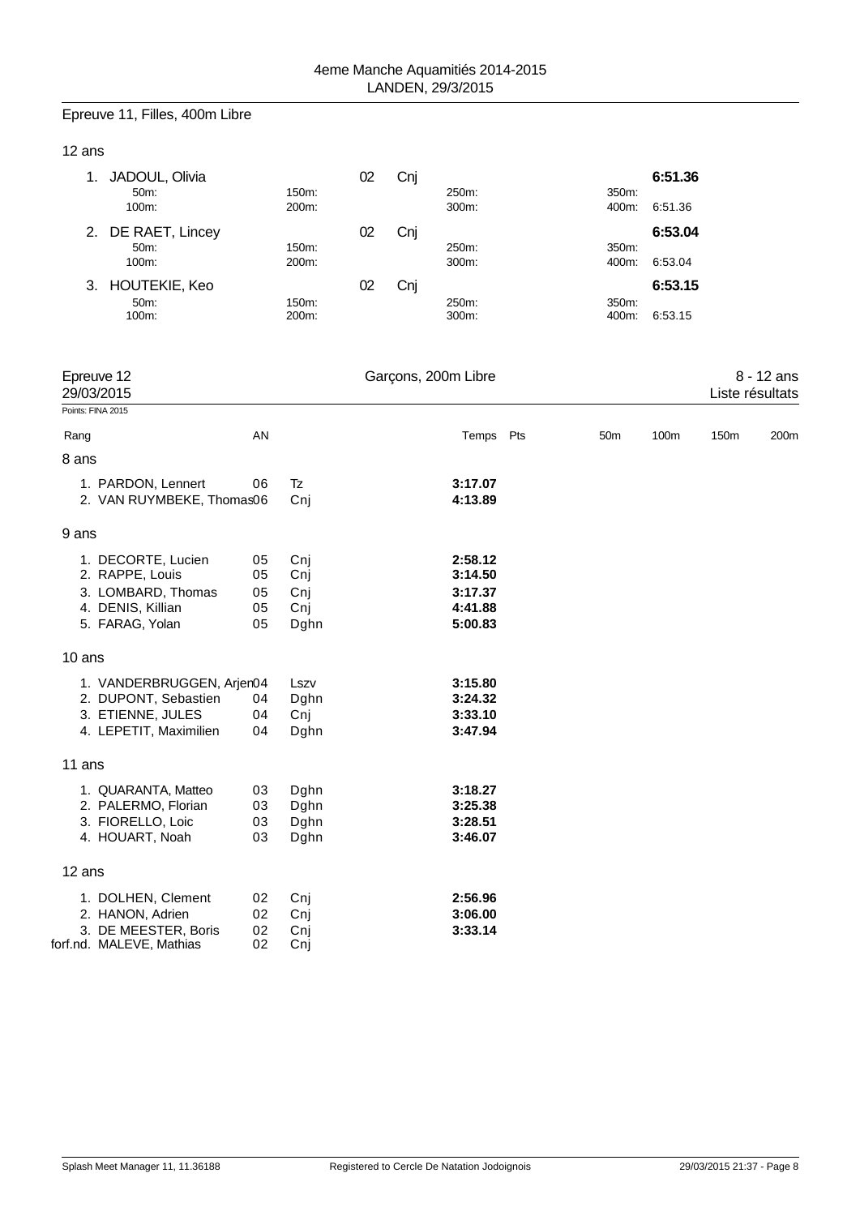4eme Manche Aquamitiés 2014-2015
LANDEN, 29/3/2015

## Epreuve 11, Filles, 400m Libre

### 12 ans

| Rang | Nom | AN | Club | | | | | Temps |
|---|---|---|---|---|---|---|---|---|
| 1. | JADOUL, Olivia | 02 | Cnj | | | | | **6:51.36** |
| | 50m: | 150m: | | 250m: | | 350m: | | |
| | 100m: | 200m: | | 300m: | | 400m: | 6:51.36 | |
| 2. | DE RAET, Lincey | 02 | Cnj | | | | | **6:53.04** |
| | 50m: | 150m: | | 250m: | | 350m: | | |
| | 100m: | 200m: | | 300m: | | 400m: | 6:53.04 | |
| 3. | HOUTEKIE, Keo | 02 | Cnj | | | | | **6:53.15** |
| | 50m: | 150m: | | 250m: | | 350m: | | |
| | 100m: | 200m: | | 300m: | | 400m: | 6:53.15 | |

## Epreuve 12 — Garçons, 200m Libre — 8 - 12 ans

29/03/2015 — Liste résultats

Points: FINA 2015

| Rang | | AN | | Temps | Pts | 50m | 100m | 150m | 200m |
|---|---|---|---|---|---|---|---|---|---|
| **8 ans** | | | | | | | | | |
| 1. | PARDON, Lennert | 06 | Tz | **3:17.07** | | | | | |
| 2. | VAN RUYMBEKE, Thomas | 06 | Cnj | **4:13.89** | | | | | |
| **9 ans** | | | | | | | | | |
| 1. | DECORTE, Lucien | 05 | Cnj | **2:58.12** | | | | | |
| 2. | RAPPE, Louis | 05 | Cnj | **3:14.50** | | | | | |
| 3. | LOMBARD, Thomas | 05 | Cnj | **3:17.37** | | | | | |
| 4. | DENIS, Killian | 05 | Cnj | **4:41.88** | | | | | |
| 5. | FARAG, Yolan | 05 | Dghn | **5:00.83** | | | | | |
| **10 ans** | | | | | | | | | |
| 1. | VANDERBRUGGEN, Arjen | 04 | Lszv | **3:15.80** | | | | | |
| 2. | DUPONT, Sebastien | 04 | Dghn | **3:24.32** | | | | | |
| 3. | ETIENNE, JULES | 04 | Cnj | **3:33.10** | | | | | |
| 4. | LEPETIT, Maximilien | 04 | Dghn | **3:47.94** | | | | | |
| **11 ans** | | | | | | | | | |
| 1. | QUARANTA, Matteo | 03 | Dghn | **3:18.27** | | | | | |
| 2. | PALERMO, Florian | 03 | Dghn | **3:25.38** | | | | | |
| 3. | FIORELLO, Loic | 03 | Dghn | **3:28.51** | | | | | |
| 4. | HOUART, Noah | 03 | Dghn | **3:46.07** | | | | | |
| **12 ans** | | | | | | | | | |
| 1. | DOLHEN, Clement | 02 | Cnj | **2:56.96** | | | | | |
| 2. | HANON, Adrien | 02 | Cnj | **3:06.00** | | | | | |
| 3. | DE MEESTER, Boris | 02 | Cnj | **3:33.14** | | | | | |
| forf.nd. | MALEVE, Mathias | 02 | Cnj | | | | | | |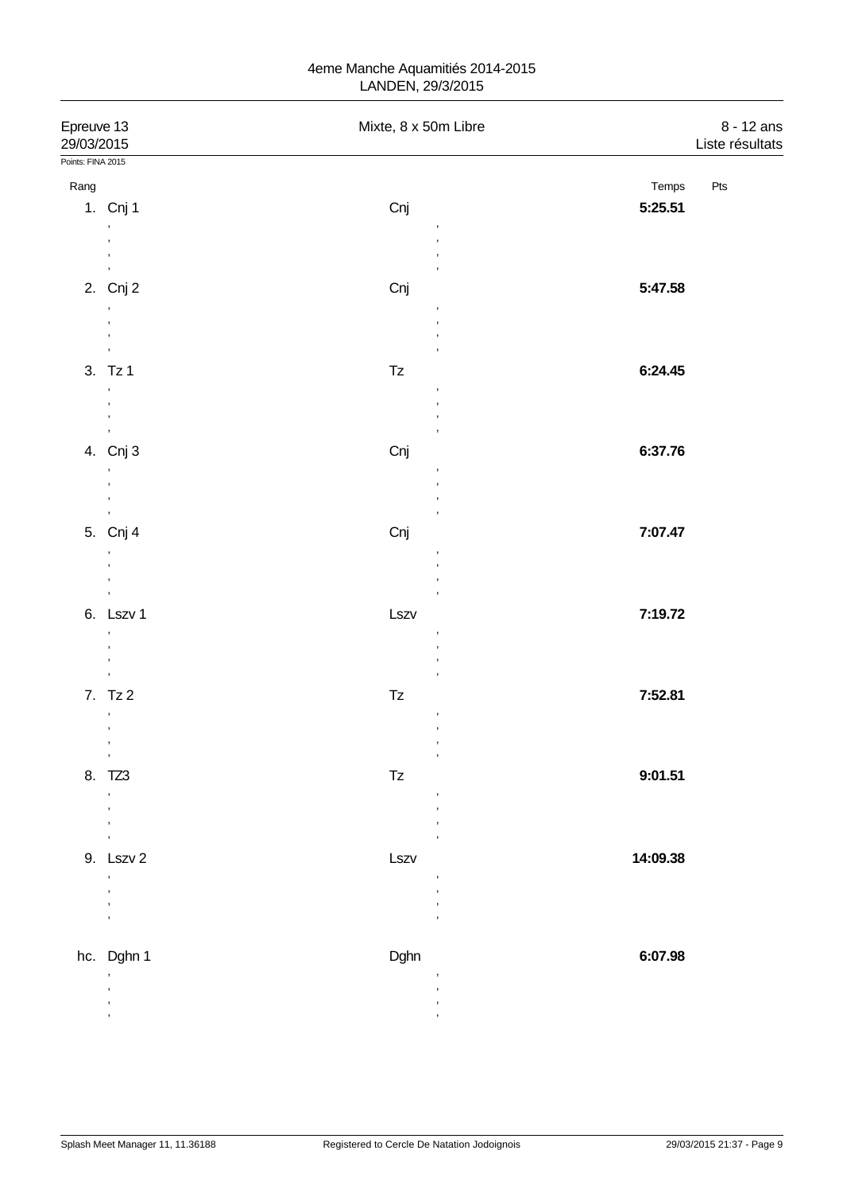4eme Manche Aquamitiés 2014-2015
LANDEN, 29/3/2015

Epreuve 13 — Mixte, 8 x 50m Libre — 8 - 12 ans
29/03/2015 — Liste résultats

Points: FINA 2015

| Rang | | | Temps | Pts |
|---|---|---|---|---|
| 1. | Cnj 1 | Cnj | 5:25.51 | |
| 2. | Cnj 2 | Cnj | 5:47.58 | |
| 3. | Tz 1 | Tz | 6:24.45 | |
| 4. | Cnj 3 | Cnj | 6:37.76 | |
| 5. | Cnj 4 | Cnj | 7:07.47 | |
| 6. | Lszv 1 | Lszv | 7:19.72 | |
| 7. | Tz 2 | Tz | 7:52.81 | |
| 8. | TZ3 | Tz | 9:01.51 | |
| 9. | Lszv 2 | Lszv | 14:09.38 | |
| hc. | Dghn 1 | Dghn | 6:07.98 | |